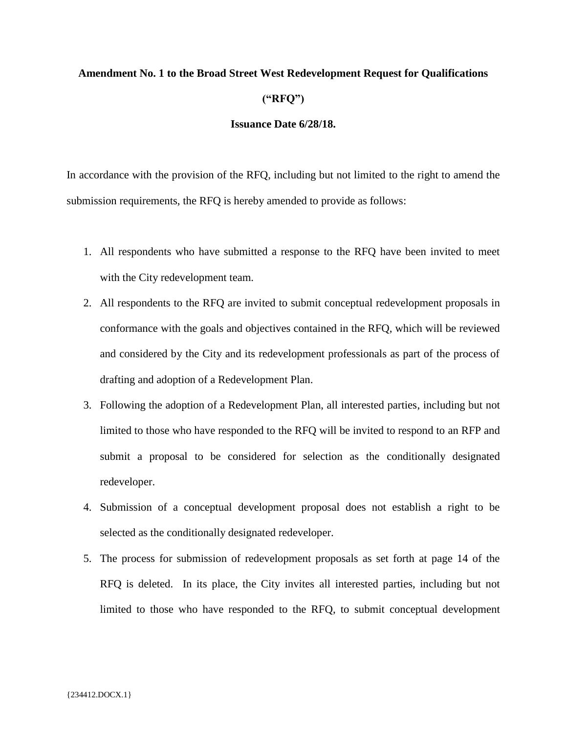**Amendment No. 1 to the Broad Street West Redevelopment Request for Qualifications ("RFQ")**

**Issuance Date 6/28/18.**

In accordance with the provision of the RFQ, including but not limited to the right to amend the submission requirements, the RFQ is hereby amended to provide as follows:

1. All respondents who have submitted a response to the RFQ have been invited to meet with the City redevelopment team.
2. All respondents to the RFQ are invited to submit conceptual redevelopment proposals in conformance with the goals and objectives contained in the RFQ, which will be reviewed and considered by the City and its redevelopment professionals as part of the process of drafting and adoption of a Redevelopment Plan.
3. Following the adoption of a Redevelopment Plan, all interested parties, including but not limited to those who have responded to the RFQ will be invited to respond to an RFP and submit a proposal to be considered for selection as the conditionally designated redeveloper.
4. Submission of a conceptual development proposal does not establish a right to be selected as the conditionally designated redeveloper.
5. The process for submission of redevelopment proposals as set forth at page 14 of the RFQ is deleted. In its place, the City invites all interested parties, including but not limited to those who have responded to the RFQ, to submit conceptual development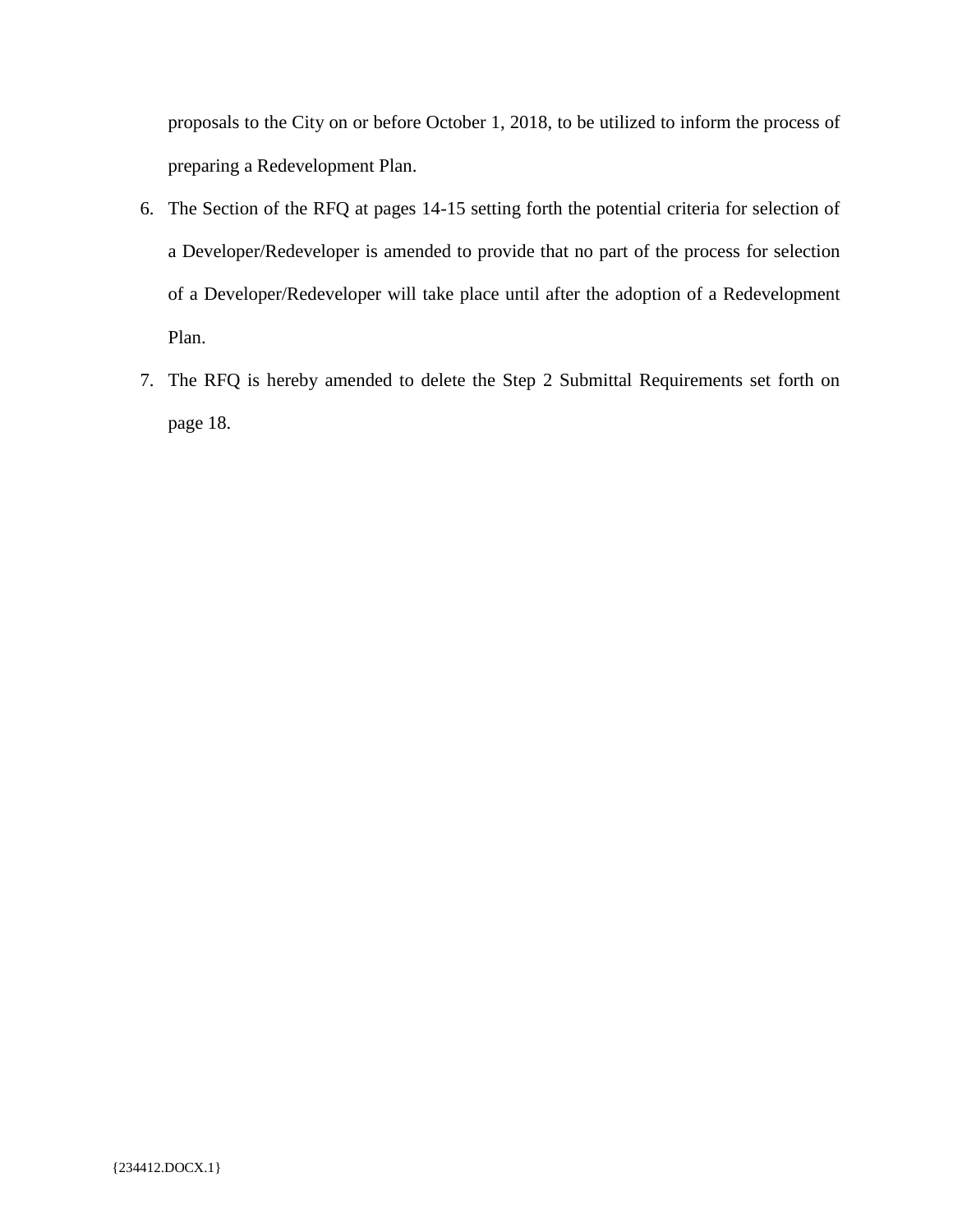proposals to the City on or before October 1, 2018, to be utilized to inform the process of preparing a Redevelopment Plan.

6. The Section of the RFQ at pages 14-15 setting forth the potential criteria for selection of a Developer/Redeveloper is amended to provide that no part of the process for selection of a Developer/Redeveloper will take place until after the adoption of a Redevelopment Plan.
7. The RFQ is hereby amended to delete the Step 2 Submittal Requirements set forth on page 18.

{234412.DOCX.1}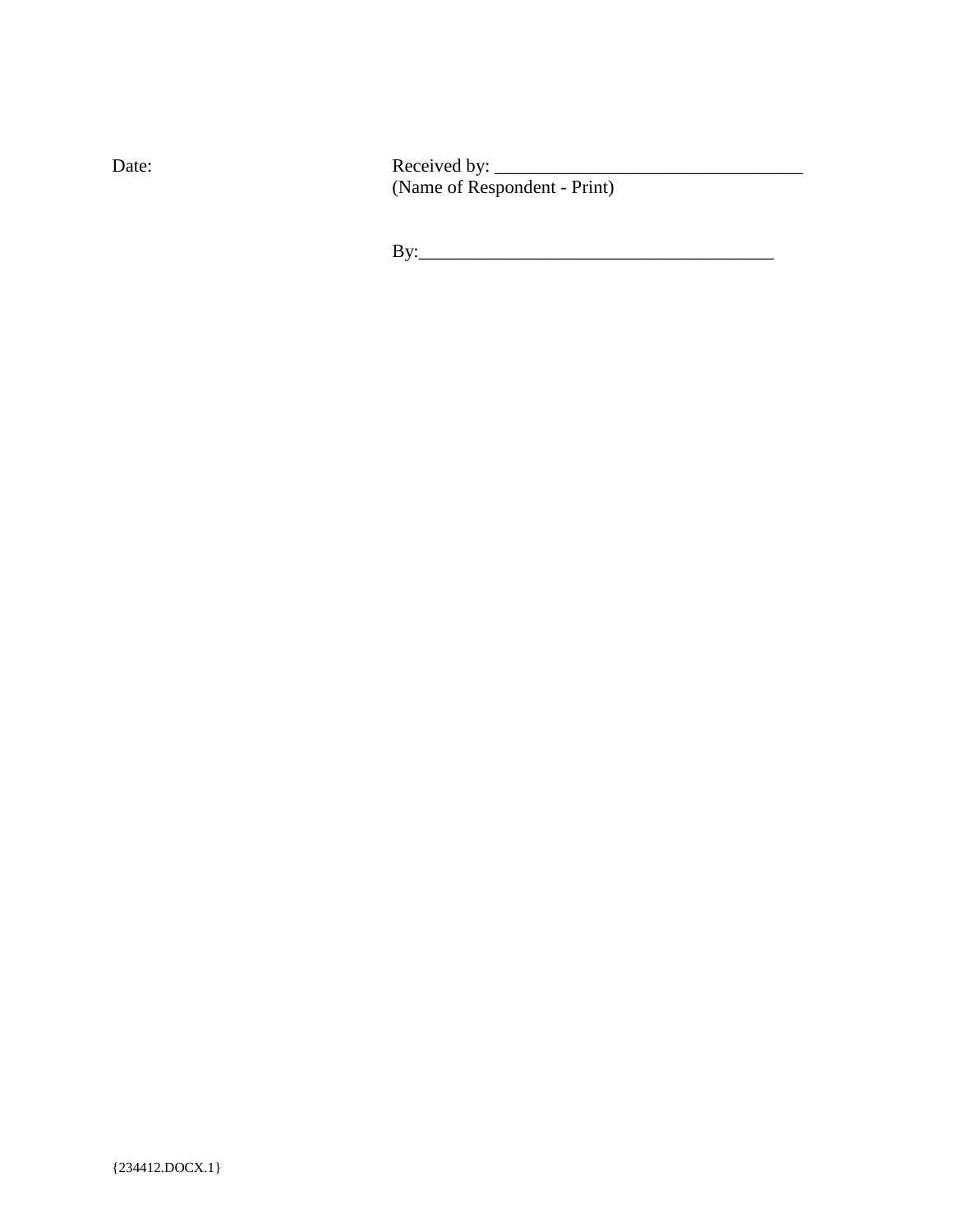Date: Received by: __________________________________
(Name of Respondent - Print)

By:_______________________________________

{234412.DOCX.1}